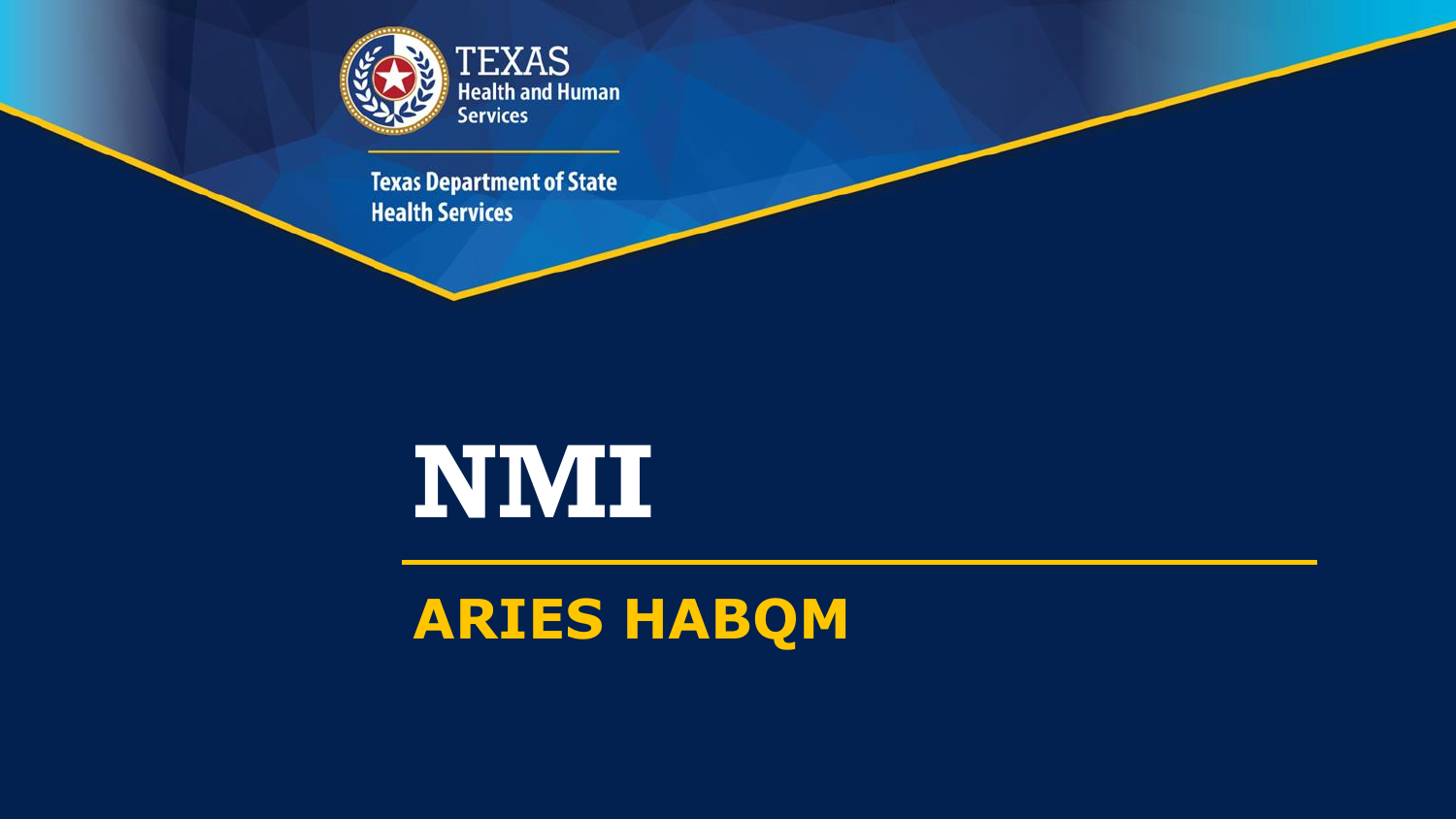TEXAS Health and Human Services

Texas Department of State Health Services

# NMI

## ARIES HABQM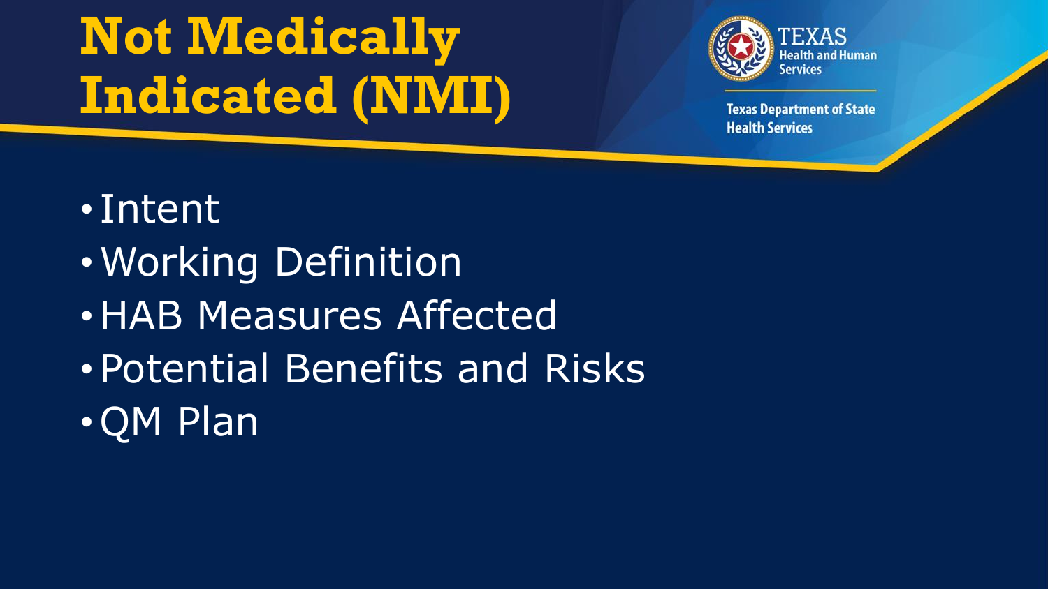# Not Medically Indicated (NMI)

Texas Health and Human Services

Texas Department of State Health Services

- Intent
- Working Definition
- HAB Measures Affected
- Potential Benefits and Risks
- QM Plan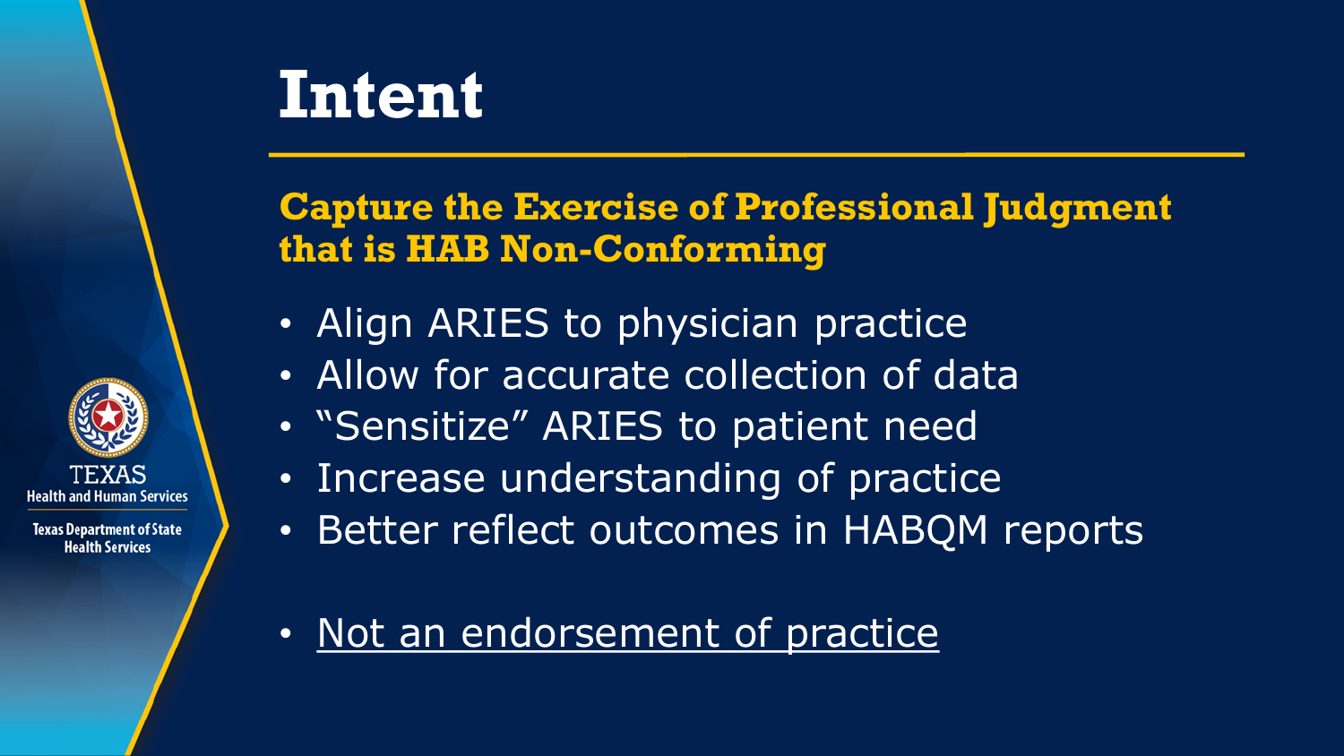# Intent

## Capture the Exercise of Professional Judgment that is HAB Non-Conforming

- Align ARIES to physician practice
- Allow for accurate collection of data
- "Sensitize" ARIES to patient need
- Increase understanding of practice
- Better reflect outcomes in HABQM reports

- Not an endorsement of practice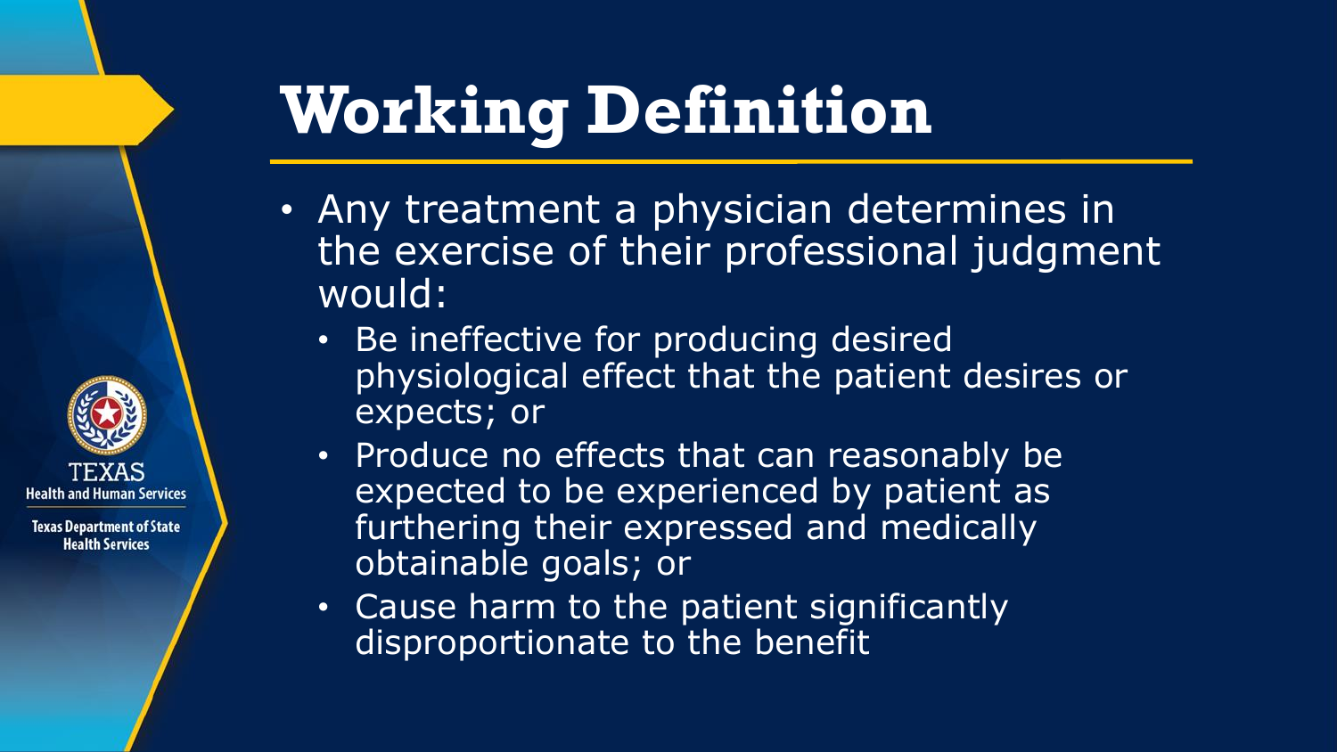# Working Definition

- Any treatment a physician determines in the exercise of their professional judgment would:
  - Be ineffective for producing desired physiological effect that the patient desires or expects; or
  - Produce no effects that can reasonably be expected to be experienced by patient as furthering their expressed and medically obtainable goals; or
  - Cause harm to the patient significantly disproportionate to the benefit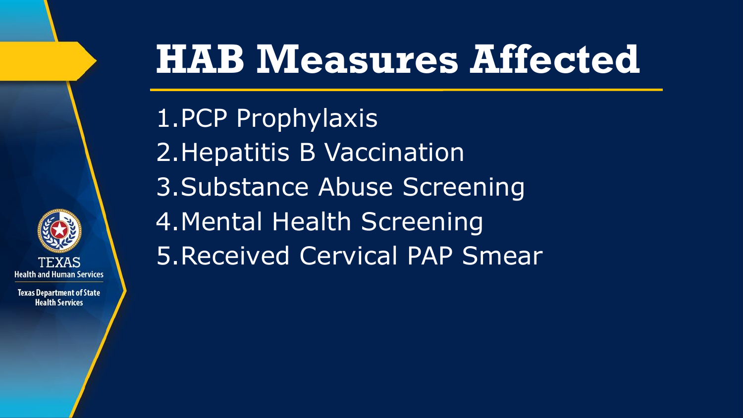# HAB Measures Affected

1. PCP Prophylaxis
2. Hepatitis B Vaccination
3. Substance Abuse Screening
4. Mental Health Screening
5. Received Cervical PAP Smear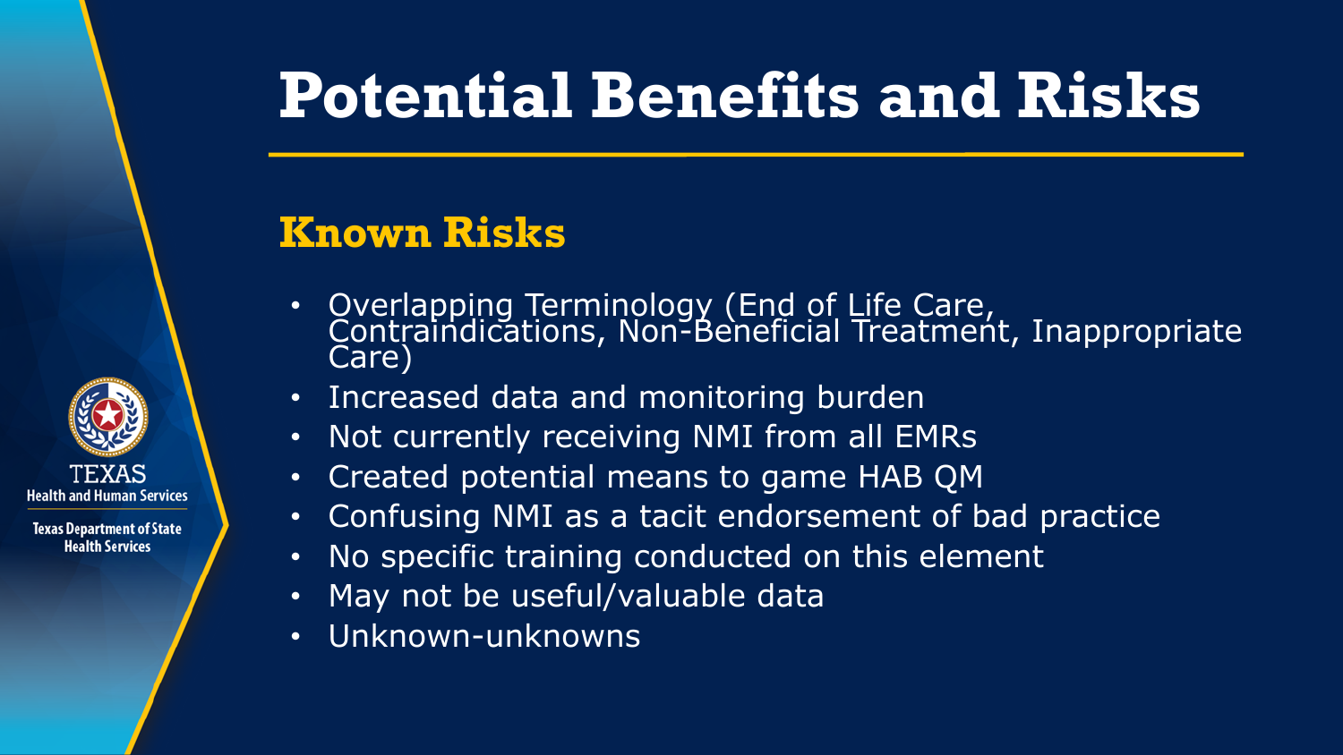# Potential Benefits and Risks

## Known Risks

- Overlapping Terminology (End of Life Care, Contraindications, Non-Beneficial Treatment, Inappropriate Care)
- Increased data and monitoring burden
- Not currently receiving NMI from all EMRs
- Created potential means to game HAB QM
- Confusing NMI as a tacit endorsement of bad practice
- No specific training conducted on this element
- May not be useful/valuable data
- Unknown-unknowns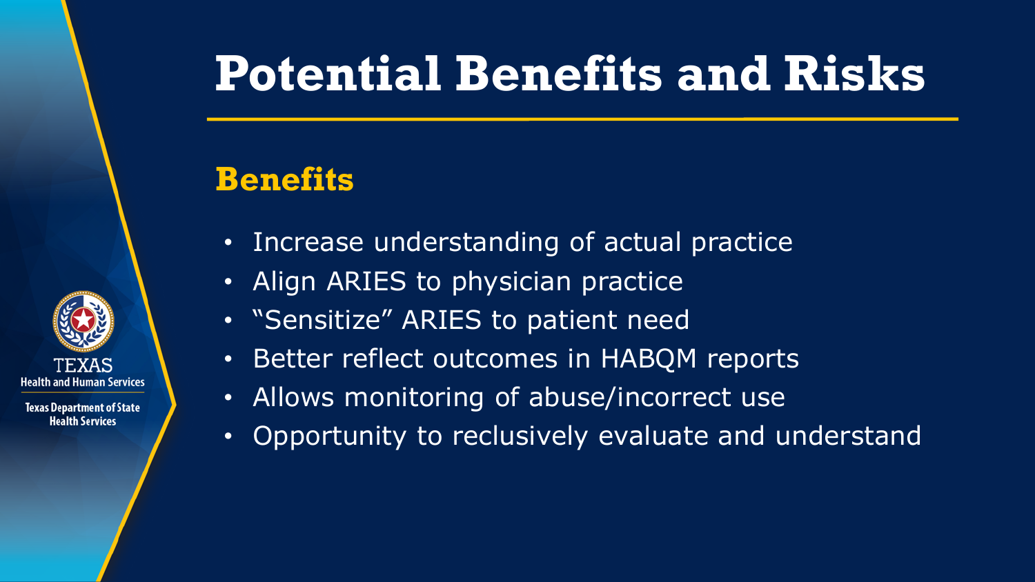# Potential Benefits and Risks

## Benefits

- Increase understanding of actual practice
- Align ARIES to physician practice
- "Sensitize" ARIES to patient need
- Better reflect outcomes in HABQM reports
- Allows monitoring of abuse/incorrect use
- Opportunity to reclusively evaluate and understand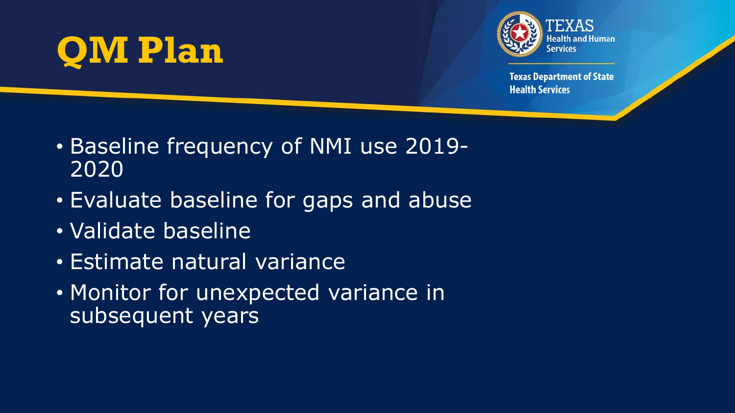# QM Plan

- Baseline frequency of NMI use 2019-2020
- Evaluate baseline for gaps and abuse
- Validate baseline
- Estimate natural variance
- Monitor for unexpected variance in subsequent years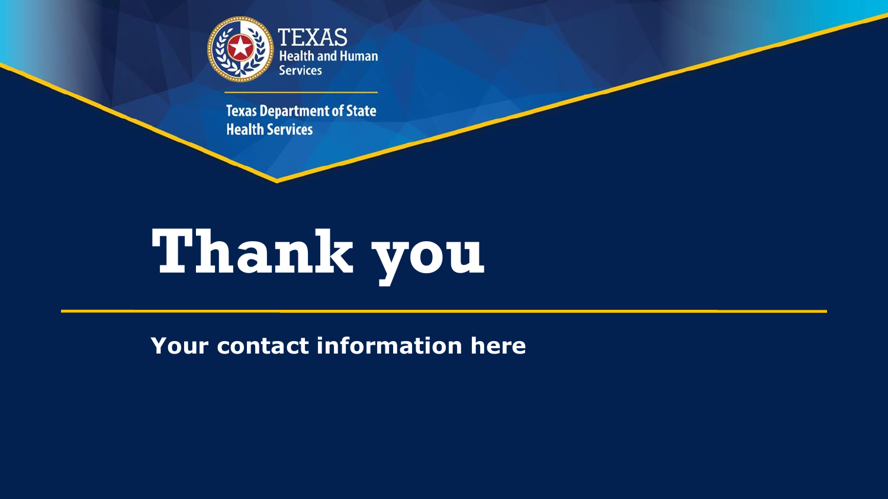TEXAS Health and Human Services

Texas Department of State Health Services

# Thank you

**Your contact information here**